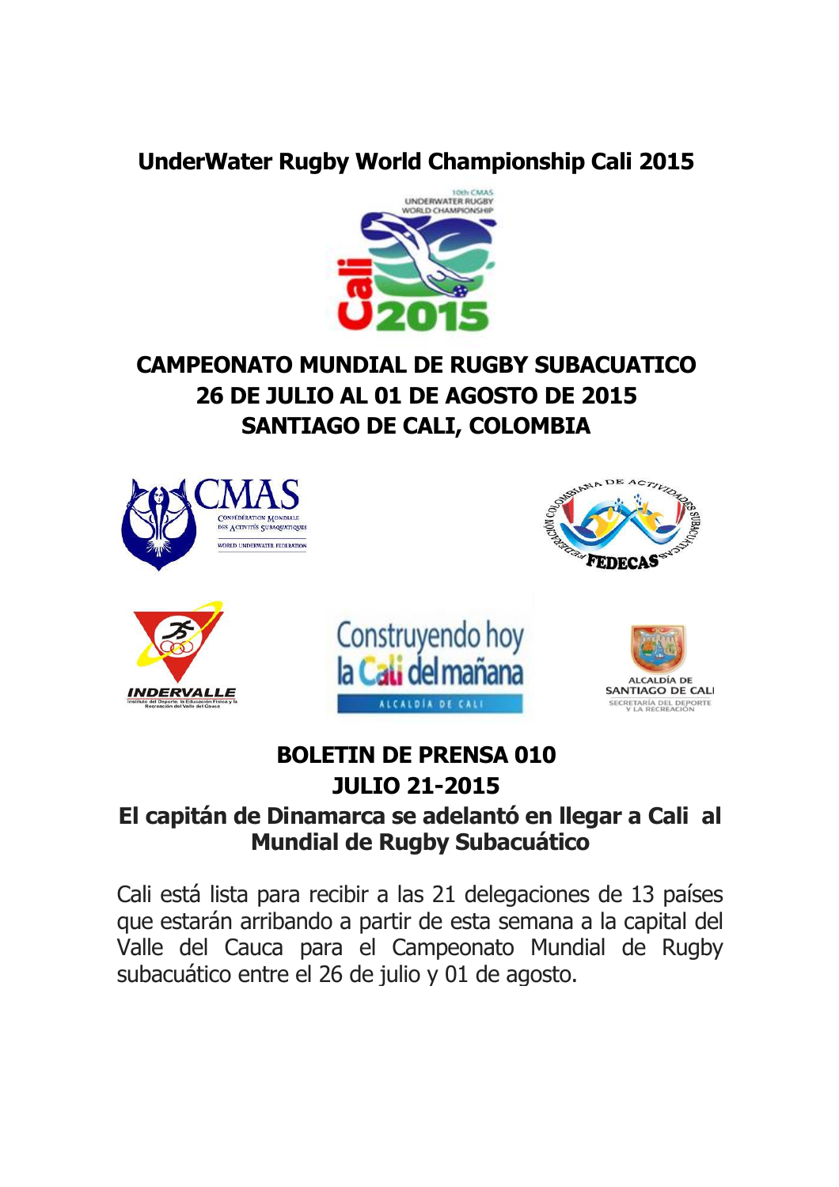**UnderWater Rugby World Championship Cali 2015**

**CAMPEONATO MUNDIAL DE RUGBY SUBACUATICO**
**26 DE JULIO AL 01 DE AGOSTO DE 2015**
**SANTIAGO DE CALI, COLOMBIA**

**BOLETIN DE PRENSA 010**
**JULIO 21-2015**

# El capitán de Dinamarca se adelantó en llegar a Cali al Mundial de Rugby Subacuático

Cali está lista para recibir a las 21 delegaciones de 13 países que estarán arribando a partir de esta semana a la capital del Valle del Cauca para el Campeonato Mundial de Rugby subacuático entre el 26 de julio y 01 de agosto.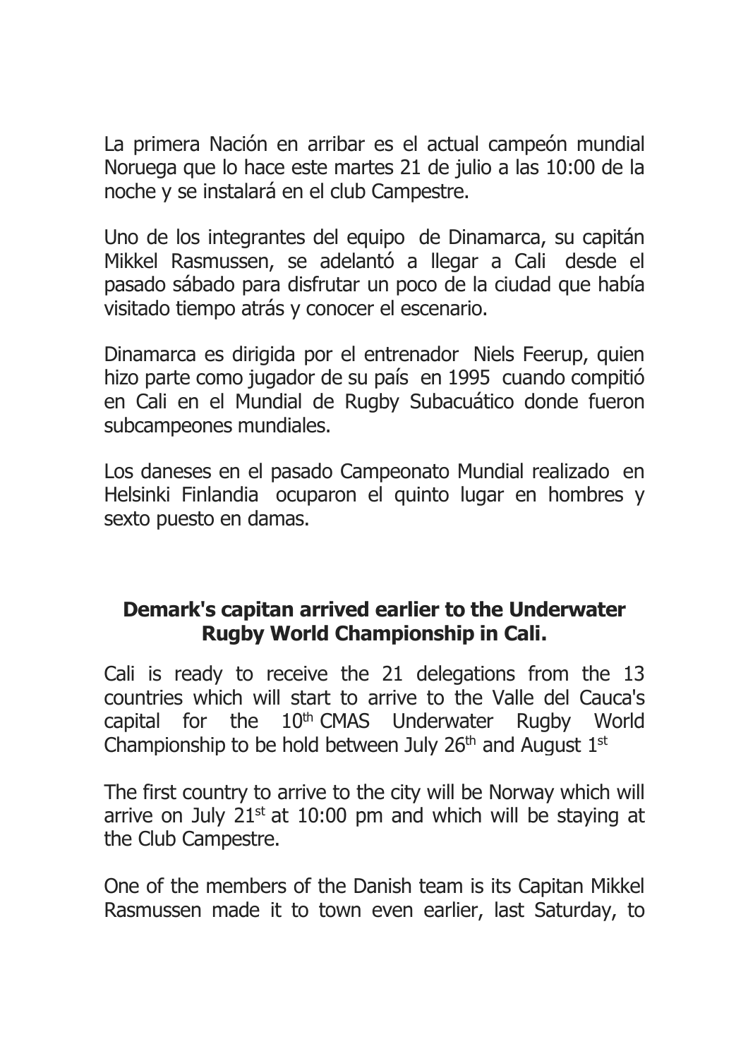La primera Nación en arribar es el actual campeón mundial Noruega que lo hace este martes 21 de julio a las 10:00 de la noche y se instalará en el club Campestre.

Uno de los integrantes del equipo de Dinamarca, su capitán Mikkel Rasmussen, se adelantó a llegar a Cali desde el pasado sábado para disfrutar un poco de la ciudad que había visitado tiempo atrás y conocer el escenario.

Dinamarca es dirigida por el entrenador Niels Feerup, quien hizo parte como jugador de su país en 1995 cuando compitió en Cali en el Mundial de Rugby Subacuático donde fueron subcampeones mundiales.

Los daneses en el pasado Campeonato Mundial realizado en Helsinki Finlandia ocuparon el quinto lugar en hombres y sexto puesto en damas.

**Demark's capitan arrived earlier to the Underwater Rugby World Championship in Cali.**

Cali is ready to receive the 21 delegations from the 13 countries which will start to arrive to the Valle del Cauca's capital for the 10th CMAS Underwater Rugby World Championship to be hold between July 26th and August 1st

The first country to arrive to the city will be Norway which will arrive on July 21st at 10:00 pm and which will be staying at the Club Campestre.

One of the members of the Danish team is its Capitan Mikkel Rasmussen made it to town even earlier, last Saturday, to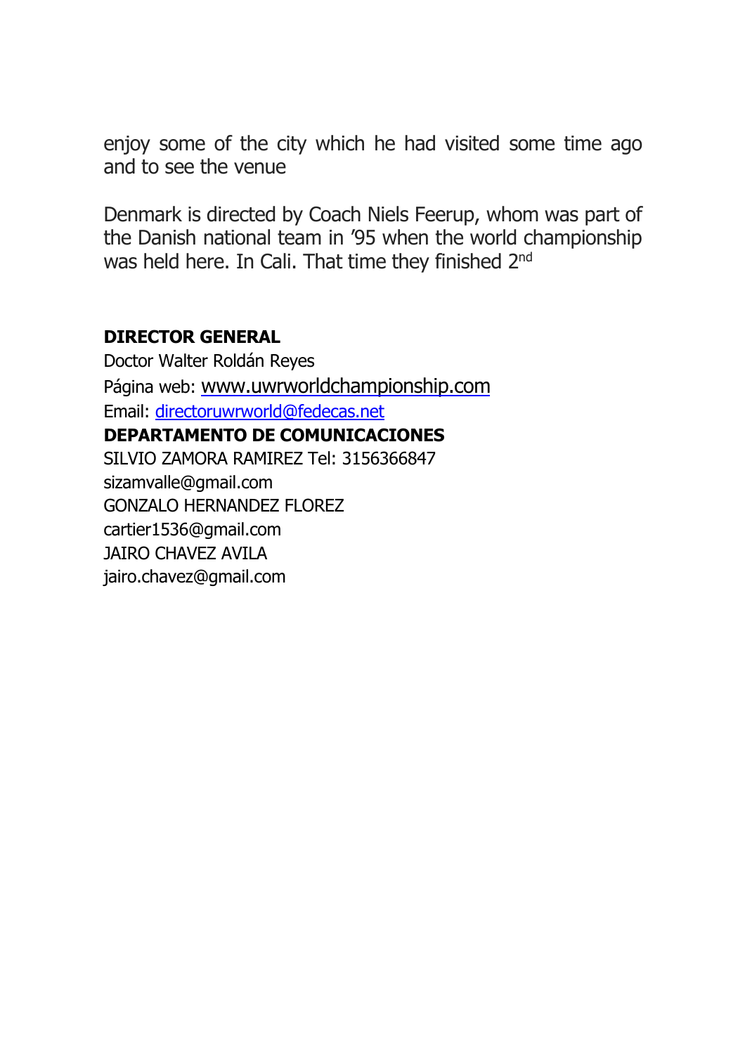enjoy some of the city which he had visited some time ago and to see the venue

Denmark is directed by Coach Niels Feerup, whom was part of the Danish national team in '95 when the world championship was held here. In Cali. That time they finished 2nd

**DIRECTOR GENERAL**

Doctor Walter Roldán Reyes

Página web: www.uwrworldchampionship.com

Email: directoruwrworld@fedecas.net

**DEPARTAMENTO DE COMUNICACIONES**

SILVIO ZAMORA RAMIREZ Tel: 3156366847

sizamvalle@gmail.com

GONZALO HERNANDEZ FLOREZ

cartier1536@gmail.com

JAIRO CHAVEZ AVILA

jairo.chavez@gmail.com